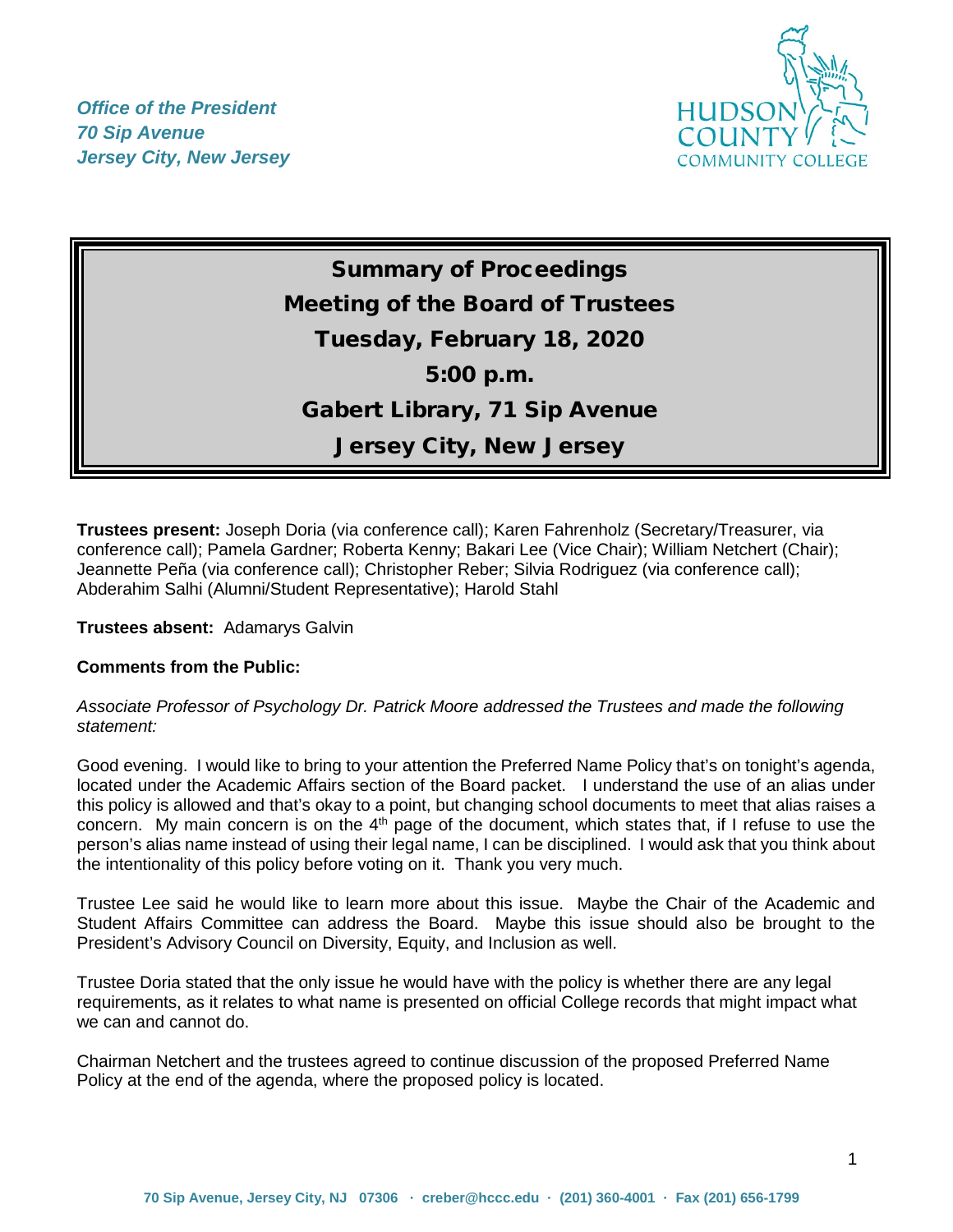*Office of the President*
*70 Sip Avenue*
*Jersey City, New Jersey*

HUDSON COUNTY COMMUNITY COLLEGE

# Summary of Proceedings
## Meeting of the Board of Trustees
## Tuesday, February 18, 2020
## 5:00 p.m.
## Gabert Library, 71 Sip Avenue
## Jersey City, New Jersey

**Trustees present:** Joseph Doria (via conference call); Karen Fahrenholz (Secretary/Treasurer, via conference call); Pamela Gardner; Roberta Kenny; Bakari Lee (Vice Chair); William Netchert (Chair); Jeannette Peña (via conference call); Christopher Reber; Silvia Rodriguez (via conference call); Abderahim Salhi (Alumni/Student Representative); Harold Stahl

**Trustees absent:** Adamarys Galvin

**Comments from the Public:**

*Associate Professor of Psychology Dr. Patrick Moore addressed the Trustees and made the following statement:*

Good evening. I would like to bring to your attention the Preferred Name Policy that's on tonight's agenda, located under the Academic Affairs section of the Board packet. I understand the use of an alias under this policy is allowed and that's okay to a point, but changing school documents to meet that alias raises a concern. My main concern is on the 4th page of the document, which states that, if I refuse to use the person's alias name instead of using their legal name, I can be disciplined. I would ask that you think about the intentionality of this policy before voting on it. Thank you very much.

Trustee Lee said he would like to learn more about this issue. Maybe the Chair of the Academic and Student Affairs Committee can address the Board. Maybe this issue should also be brought to the President's Advisory Council on Diversity, Equity, and Inclusion as well.

Trustee Doria stated that the only issue he would have with the policy is whether there are any legal requirements, as it relates to what name is presented on official College records that might impact what we can and cannot do.

Chairman Netchert and the trustees agreed to continue discussion of the proposed Preferred Name Policy at the end of the agenda, where the proposed policy is located.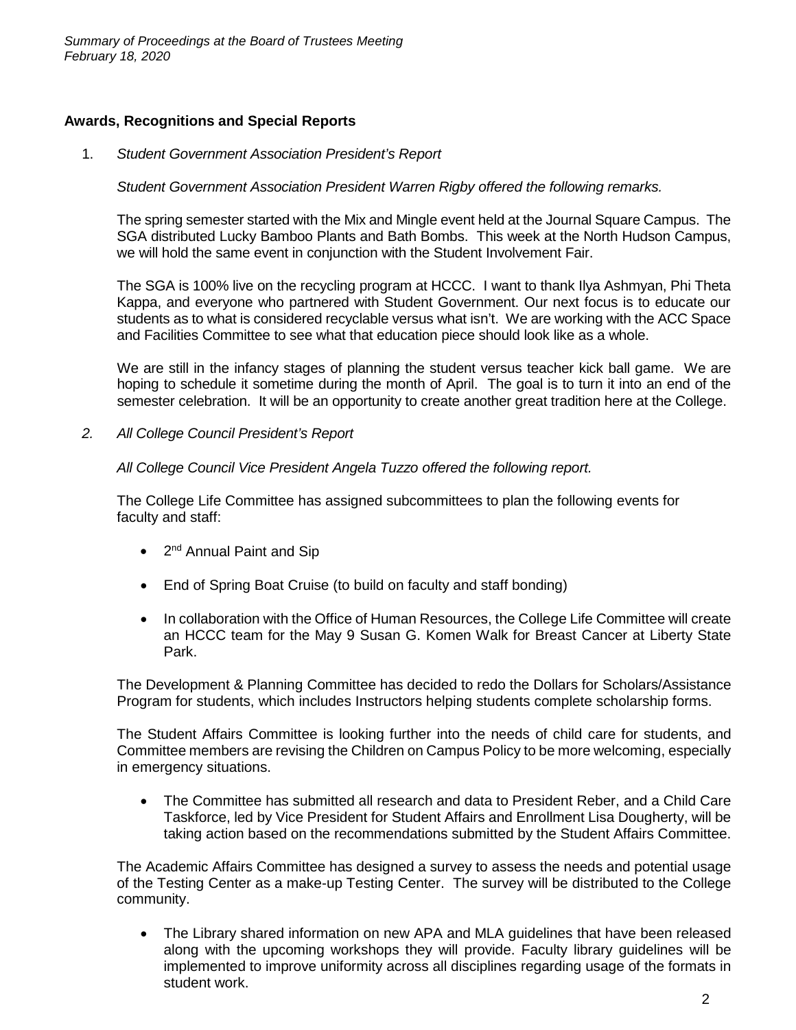## Awards, Recognitions and Special Reports

1. *Student Government Association President's Report*

   *Student Government Association President Warren Rigby offered the following remarks.*

   The spring semester started with the Mix and Mingle event held at the Journal Square Campus. The SGA distributed Lucky Bamboo Plants and Bath Bombs. This week at the North Hudson Campus, we will hold the same event in conjunction with the Student Involvement Fair.

   The SGA is 100% live on the recycling program at HCCC. I want to thank Ilya Ashmyan, Phi Theta Kappa, and everyone who partnered with Student Government. Our next focus is to educate our students as to what is considered recyclable versus what isn't. We are working with the ACC Space and Facilities Committee to see what that education piece should look like as a whole.

   We are still in the infancy stages of planning the student versus teacher kick ball game. We are hoping to schedule it sometime during the month of April. The goal is to turn it into an end of the semester celebration. It will be an opportunity to create another great tradition here at the College.

2. *All College Council President's Report*

   *All College Council Vice President Angela Tuzzo offered the following report.*

   The College Life Committee has assigned subcommittees to plan the following events for faculty and staff:

   - 2nd Annual Paint and Sip
   - End of Spring Boat Cruise (to build on faculty and staff bonding)
   - In collaboration with the Office of Human Resources, the College Life Committee will create an HCCC team for the May 9 Susan G. Komen Walk for Breast Cancer at Liberty State Park.

   The Development & Planning Committee has decided to redo the Dollars for Scholars/Assistance Program for students, which includes Instructors helping students complete scholarship forms.

   The Student Affairs Committee is looking further into the needs of child care for students, and Committee members are revising the Children on Campus Policy to be more welcoming, especially in emergency situations.

   - The Committee has submitted all research and data to President Reber, and a Child Care Taskforce, led by Vice President for Student Affairs and Enrollment Lisa Dougherty, will be taking action based on the recommendations submitted by the Student Affairs Committee.

   The Academic Affairs Committee has designed a survey to assess the needs and potential usage of the Testing Center as a make-up Testing Center. The survey will be distributed to the College community.

   - The Library shared information on new APA and MLA guidelines that have been released along with the upcoming workshops they will provide. Faculty library guidelines will be implemented to improve uniformity across all disciplines regarding usage of the formats in student work.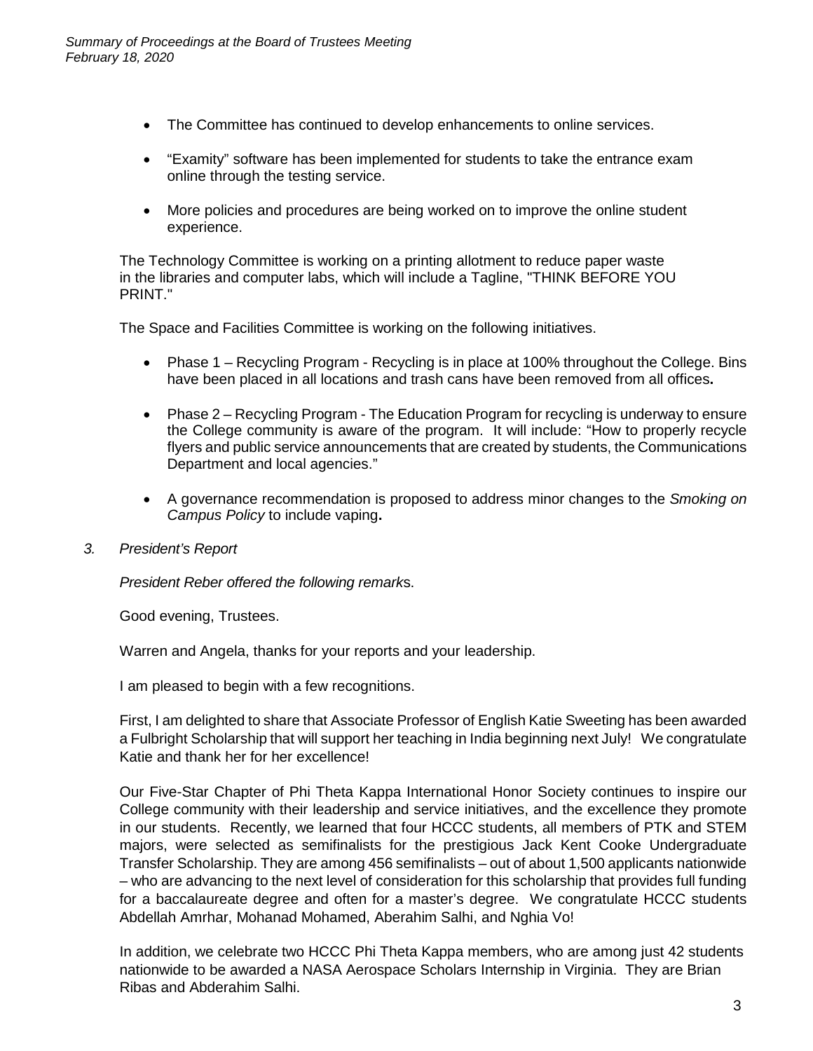- The Committee has continued to develop enhancements to online services.
- “Examity” software has been implemented for students to take the entrance exam online through the testing service.
- More policies and procedures are being worked on to improve the online student experience.

The Technology Committee is working on a printing allotment to reduce paper waste in the libraries and computer labs, which will include a Tagline, "THINK BEFORE YOU PRINT."

The Space and Facilities Committee is working on the following initiatives.

- Phase 1 – Recycling Program - Recycling is in place at 100% throughout the College. Bins have been placed in all locations and trash cans have been removed from all offices**.**
- Phase 2 – Recycling Program - The Education Program for recycling is underway to ensure the College community is aware of the program. It will include: “How to properly recycle flyers and public service announcements that are created by students, the Communications Department and local agencies.”
- A governance recommendation is proposed to address minor changes to the *Smoking on Campus Policy* to include vaping**.**

3. *President’s Report*

*President Reber offered the following remarks.*

Good evening, Trustees.

Warren and Angela, thanks for your reports and your leadership.

I am pleased to begin with a few recognitions.

First, I am delighted to share that Associate Professor of English Katie Sweeting has been awarded a Fulbright Scholarship that will support her teaching in India beginning next July! We congratulate Katie and thank her for her excellence!

Our Five-Star Chapter of Phi Theta Kappa International Honor Society continues to inspire our College community with their leadership and service initiatives, and the excellence they promote in our students. Recently, we learned that four HCCC students, all members of PTK and STEM majors, were selected as semifinalists for the prestigious Jack Kent Cooke Undergraduate Transfer Scholarship. They are among 456 semifinalists – out of about 1,500 applicants nationwide – who are advancing to the next level of consideration for this scholarship that provides full funding for a baccalaureate degree and often for a master’s degree. We congratulate HCCC students Abdellah Amrhar, Mohanad Mohamed, Aberahim Salhi, and Nghia Vo!

In addition, we celebrate two HCCC Phi Theta Kappa members, who are among just 42 students nationwide to be awarded a NASA Aerospace Scholars Internship in Virginia. They are Brian Ribas and Abderahim Salhi.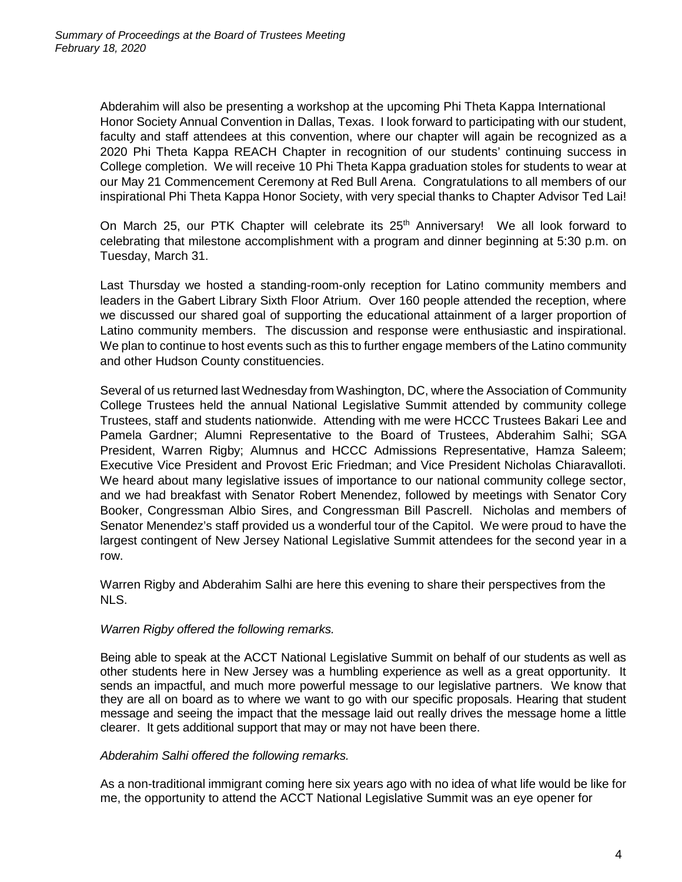Abderahim will also be presenting a workshop at the upcoming Phi Theta Kappa International Honor Society Annual Convention in Dallas, Texas. I look forward to participating with our student, faculty and staff attendees at this convention, where our chapter will again be recognized as a 2020 Phi Theta Kappa REACH Chapter in recognition of our students' continuing success in College completion. We will receive 10 Phi Theta Kappa graduation stoles for students to wear at our May 21 Commencement Ceremony at Red Bull Arena. Congratulations to all members of our inspirational Phi Theta Kappa Honor Society, with very special thanks to Chapter Advisor Ted Lai!

On March 25, our PTK Chapter will celebrate its 25th Anniversary! We all look forward to celebrating that milestone accomplishment with a program and dinner beginning at 5:30 p.m. on Tuesday, March 31.

Last Thursday we hosted a standing-room-only reception for Latino community members and leaders in the Gabert Library Sixth Floor Atrium. Over 160 people attended the reception, where we discussed our shared goal of supporting the educational attainment of a larger proportion of Latino community members. The discussion and response were enthusiastic and inspirational. We plan to continue to host events such as this to further engage members of the Latino community and other Hudson County constituencies.

Several of us returned last Wednesday from Washington, DC, where the Association of Community College Trustees held the annual National Legislative Summit attended by community college Trustees, staff and students nationwide. Attending with me were HCCC Trustees Bakari Lee and Pamela Gardner; Alumni Representative to the Board of Trustees, Abderahim Salhi; SGA President, Warren Rigby; Alumnus and HCCC Admissions Representative, Hamza Saleem; Executive Vice President and Provost Eric Friedman; and Vice President Nicholas Chiaravalloti. We heard about many legislative issues of importance to our national community college sector, and we had breakfast with Senator Robert Menendez, followed by meetings with Senator Cory Booker, Congressman Albio Sires, and Congressman Bill Pascrell. Nicholas and members of Senator Menendez's staff provided us a wonderful tour of the Capitol. We were proud to have the largest contingent of New Jersey National Legislative Summit attendees for the second year in a row.

Warren Rigby and Abderahim Salhi are here this evening to share their perspectives from the NLS.

*Warren Rigby offered the following remarks.*

Being able to speak at the ACCT National Legislative Summit on behalf of our students as well as other students here in New Jersey was a humbling experience as well as a great opportunity. It sends an impactful, and much more powerful message to our legislative partners. We know that they are all on board as to where we want to go with our specific proposals. Hearing that student message and seeing the impact that the message laid out really drives the message home a little clearer. It gets additional support that may or may not have been there.

*Abderahim Salhi offered the following remarks.*

As a non-traditional immigrant coming here six years ago with no idea of what life would be like for me, the opportunity to attend the ACCT National Legislative Summit was an eye opener for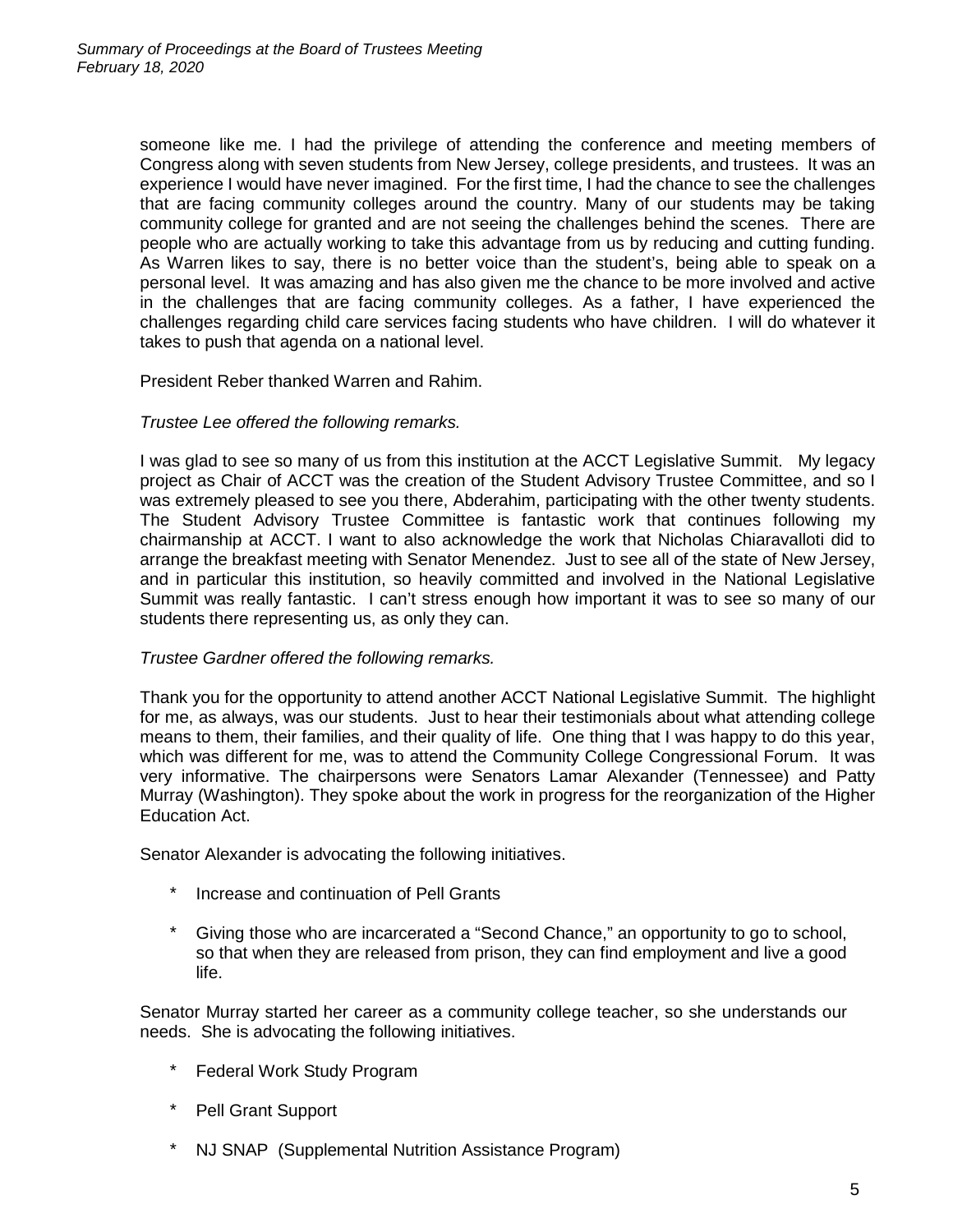someone like me. I had the privilege of attending the conference and meeting members of Congress along with seven students from New Jersey, college presidents, and trustees. It was an experience I would have never imagined. For the first time, I had the chance to see the challenges that are facing community colleges around the country. Many of our students may be taking community college for granted and are not seeing the challenges behind the scenes. There are people who are actually working to take this advantage from us by reducing and cutting funding. As Warren likes to say, there is no better voice than the student's, being able to speak on a personal level. It was amazing and has also given me the chance to be more involved and active in the challenges that are facing community colleges. As a father, I have experienced the challenges regarding child care services facing students who have children. I will do whatever it takes to push that agenda on a national level.

President Reber thanked Warren and Rahim.

*Trustee Lee offered the following remarks.*

I was glad to see so many of us from this institution at the ACCT Legislative Summit. My legacy project as Chair of ACCT was the creation of the Student Advisory Trustee Committee, and so I was extremely pleased to see you there, Abderahim, participating with the other twenty students. The Student Advisory Trustee Committee is fantastic work that continues following my chairmanship at ACCT. I want to also acknowledge the work that Nicholas Chiaravalloti did to arrange the breakfast meeting with Senator Menendez. Just to see all of the state of New Jersey, and in particular this institution, so heavily committed and involved in the National Legislative Summit was really fantastic. I can't stress enough how important it was to see so many of our students there representing us, as only they can.

*Trustee Gardner offered the following remarks.*

Thank you for the opportunity to attend another ACCT National Legislative Summit. The highlight for me, as always, was our students. Just to hear their testimonials about what attending college means to them, their families, and their quality of life. One thing that I was happy to do this year, which was different for me, was to attend the Community College Congressional Forum. It was very informative. The chairpersons were Senators Lamar Alexander (Tennessee) and Patty Murray (Washington). They spoke about the work in progress for the reorganization of the Higher Education Act.

Senator Alexander is advocating the following initiatives.

* Increase and continuation of Pell Grants
* Giving those who are incarcerated a "Second Chance," an opportunity to go to school, so that when they are released from prison, they can find employment and live a good life.

Senator Murray started her career as a community college teacher, so she understands our needs. She is advocating the following initiatives.

* Federal Work Study Program
* Pell Grant Support
* NJ SNAP (Supplemental Nutrition Assistance Program)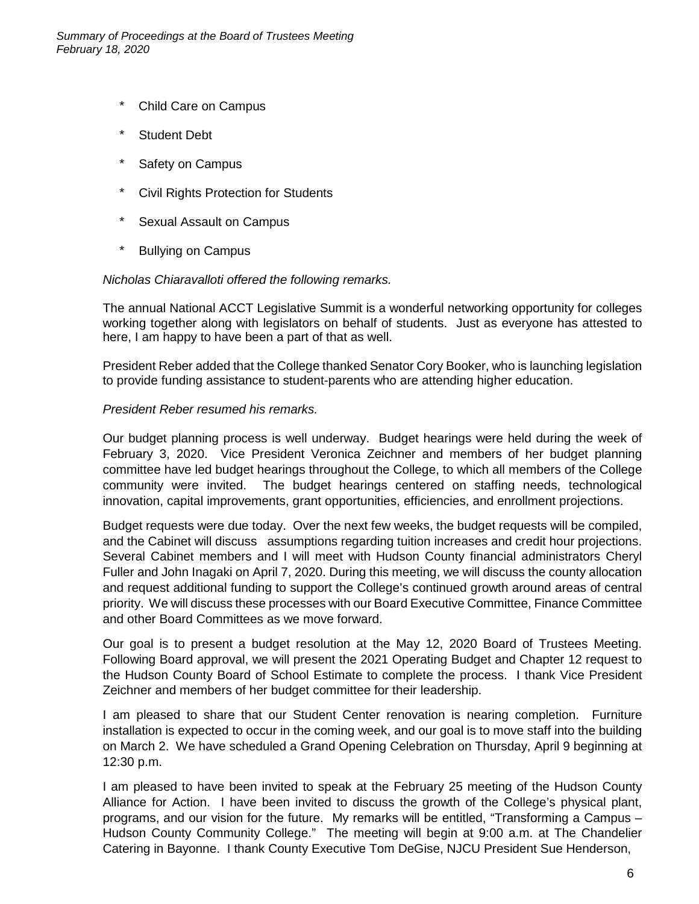* Child Care on Campus

* Student Debt

* Safety on Campus

* Civil Rights Protection for Students

* Sexual Assault on Campus

* Bullying on Campus

*Nicholas Chiaravalloti offered the following remarks.*

The annual National ACCT Legislative Summit is a wonderful networking opportunity for colleges working together along with legislators on behalf of students. Just as everyone has attested to here, I am happy to have been a part of that as well.

President Reber added that the College thanked Senator Cory Booker, who is launching legislation to provide funding assistance to student-parents who are attending higher education.

*President Reber resumed his remarks.*

Our budget planning process is well underway. Budget hearings were held during the week of February 3, 2020. Vice President Veronica Zeichner and members of her budget planning committee have led budget hearings throughout the College, to which all members of the College community were invited. The budget hearings centered on staffing needs, technological innovation, capital improvements, grant opportunities, efficiencies, and enrollment projections.

Budget requests were due today. Over the next few weeks, the budget requests will be compiled, and the Cabinet will discuss assumptions regarding tuition increases and credit hour projections. Several Cabinet members and I will meet with Hudson County financial administrators Cheryl Fuller and John Inagaki on April 7, 2020. During this meeting, we will discuss the county allocation and request additional funding to support the College's continued growth around areas of central priority. We will discuss these processes with our Board Executive Committee, Finance Committee and other Board Committees as we move forward.

Our goal is to present a budget resolution at the May 12, 2020 Board of Trustees Meeting. Following Board approval, we will present the 2021 Operating Budget and Chapter 12 request to the Hudson County Board of School Estimate to complete the process. I thank Vice President Zeichner and members of her budget committee for their leadership.

I am pleased to share that our Student Center renovation is nearing completion. Furniture installation is expected to occur in the coming week, and our goal is to move staff into the building on March 2. We have scheduled a Grand Opening Celebration on Thursday, April 9 beginning at 12:30 p.m.

I am pleased to have been invited to speak at the February 25 meeting of the Hudson County Alliance for Action. I have been invited to discuss the growth of the College's physical plant, programs, and our vision for the future. My remarks will be entitled, "Transforming a Campus – Hudson County Community College." The meeting will begin at 9:00 a.m. at The Chandelier Catering in Bayonne. I thank County Executive Tom DeGise, NJCU President Sue Henderson,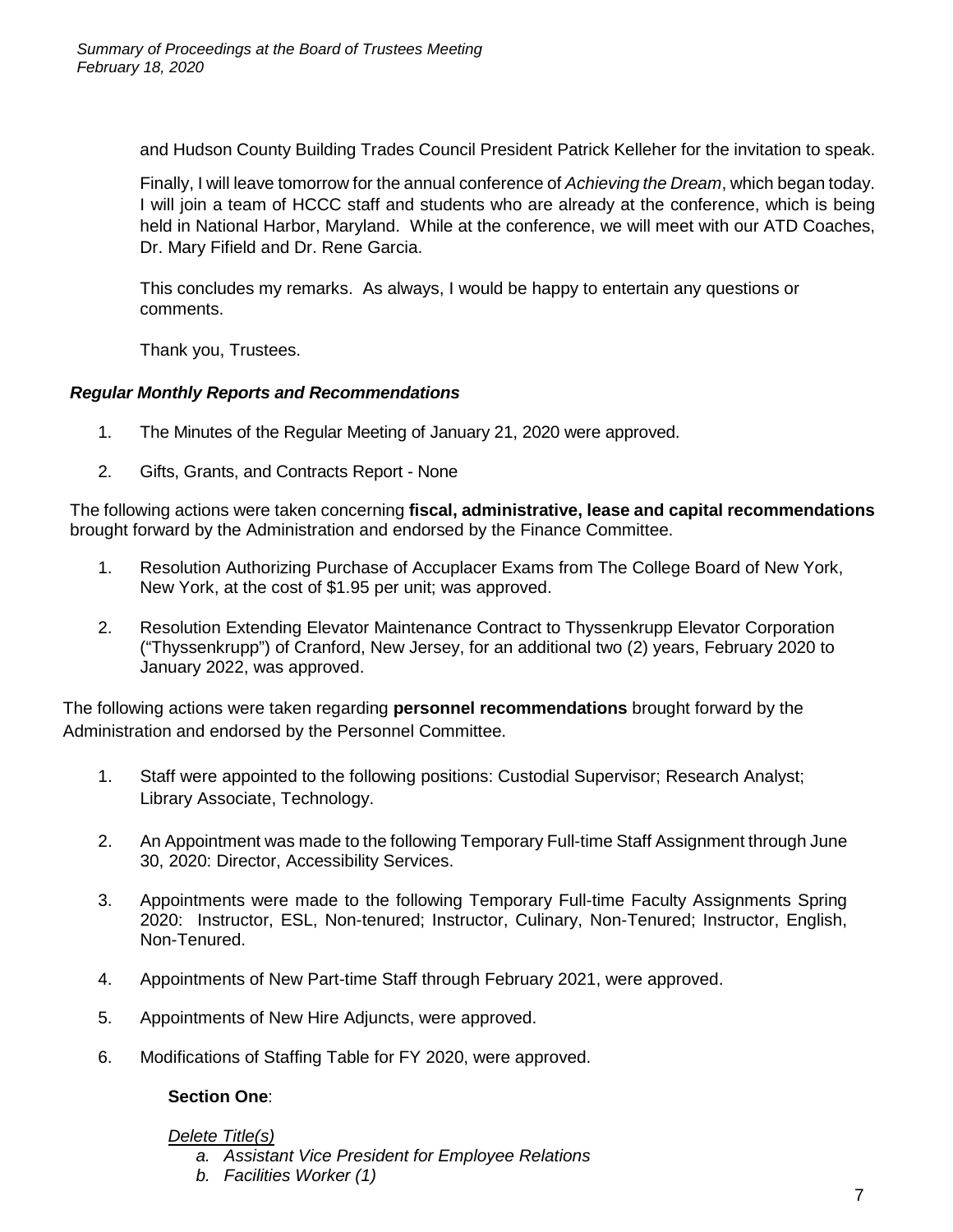and Hudson County Building Trades Council President Patrick Kelleher for the invitation to speak.

Finally, I will leave tomorrow for the annual conference of *Achieving the Dream*, which began today. I will join a team of HCCC staff and students who are already at the conference, which is being held in National Harbor, Maryland. While at the conference, we will meet with our ATD Coaches, Dr. Mary Fifield and Dr. Rene Garcia.

This concludes my remarks. As always, I would be happy to entertain any questions or comments.

Thank you, Trustees.

***Regular Monthly Reports and Recommendations***

1. The Minutes of the Regular Meeting of January 21, 2020 were approved.
2. Gifts, Grants, and Contracts Report - None

The following actions were taken concerning **fiscal, administrative, lease and capital recommendations** brought forward by the Administration and endorsed by the Finance Committee.

1. Resolution Authorizing Purchase of Accuplacer Exams from The College Board of New York, New York, at the cost of $1.95 per unit; was approved.
2. Resolution Extending Elevator Maintenance Contract to Thyssenkrupp Elevator Corporation ("Thyssenkrupp") of Cranford, New Jersey, for an additional two (2) years, February 2020 to January 2022, was approved.

The following actions were taken regarding **personnel recommendations** brought forward by the Administration and endorsed by the Personnel Committee.

1. Staff were appointed to the following positions: Custodial Supervisor; Research Analyst; Library Associate, Technology.
2. An Appointment was made to the following Temporary Full-time Staff Assignment through June 30, 2020: Director, Accessibility Services.
3. Appointments were made to the following Temporary Full-time Faculty Assignments Spring 2020: Instructor, ESL, Non-tenured; Instructor, Culinary, Non-Tenured; Instructor, English, Non-Tenured.
4. Appointments of New Part-time Staff through February 2021, were approved.
5. Appointments of New Hire Adjuncts, were approved.
6. Modifications of Staffing Table for FY 2020, were approved.

   **Section One**:

   <u>*Delete Title(s)*</u>

   *a. Assistant Vice President for Employee Relations*

   *b. Facilities Worker (1)*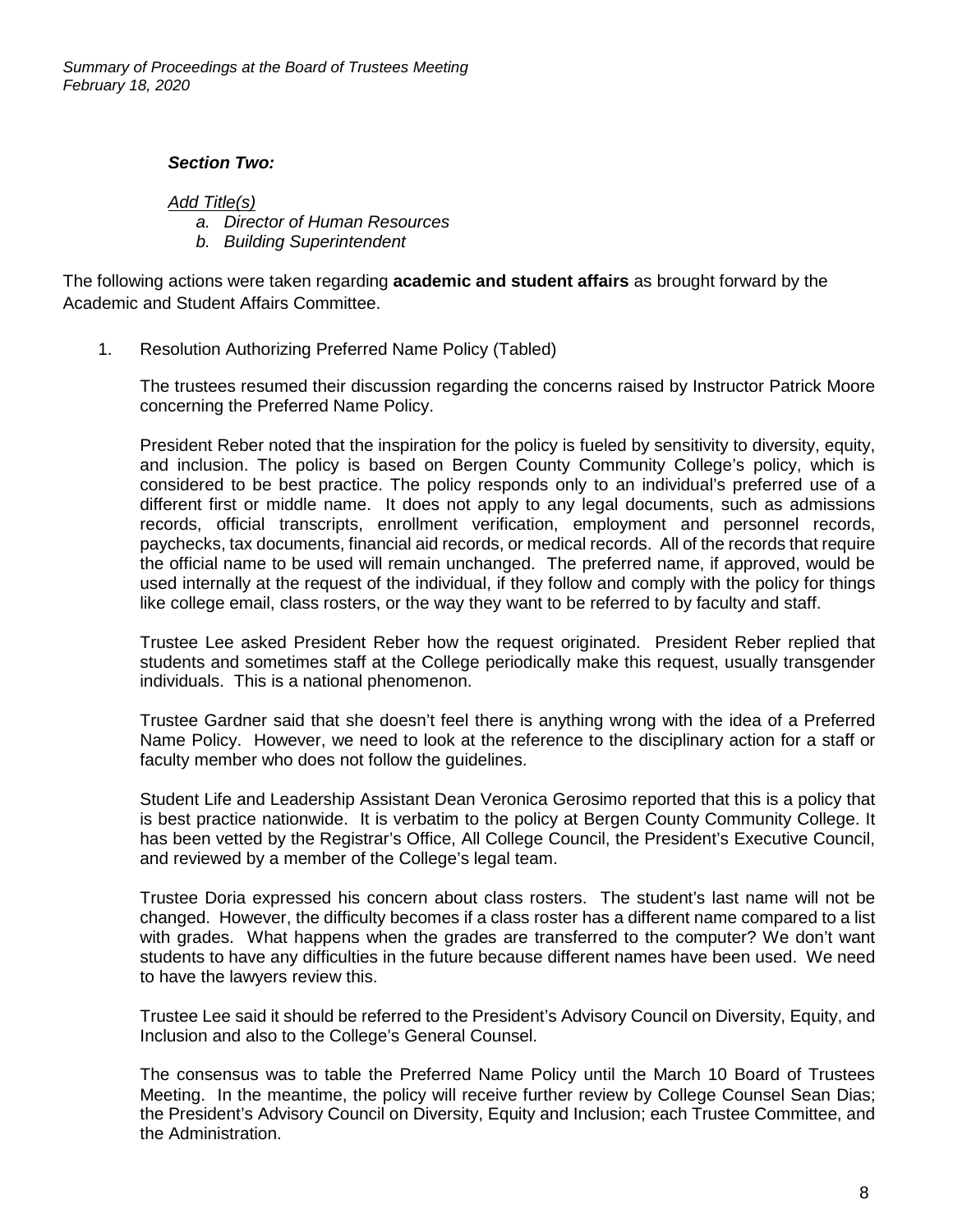***Section Two:***

*Add Title(s)*

- *a. Director of Human Resources*
- *b. Building Superintendent*

The following actions were taken regarding **academic and student affairs** as brought forward by the Academic and Student Affairs Committee.

1. Resolution Authorizing Preferred Name Policy (Tabled)

   The trustees resumed their discussion regarding the concerns raised by Instructor Patrick Moore concerning the Preferred Name Policy.

   President Reber noted that the inspiration for the policy is fueled by sensitivity to diversity, equity, and inclusion. The policy is based on Bergen County Community College's policy, which is considered to be best practice. The policy responds only to an individual's preferred use of a different first or middle name. It does not apply to any legal documents, such as admissions records, official transcripts, enrollment verification, employment and personnel records, paychecks, tax documents, financial aid records, or medical records. All of the records that require the official name to be used will remain unchanged. The preferred name, if approved, would be used internally at the request of the individual, if they follow and comply with the policy for things like college email, class rosters, or the way they want to be referred to by faculty and staff.

   Trustee Lee asked President Reber how the request originated. President Reber replied that students and sometimes staff at the College periodically make this request, usually transgender individuals. This is a national phenomenon.

   Trustee Gardner said that she doesn't feel there is anything wrong with the idea of a Preferred Name Policy. However, we need to look at the reference to the disciplinary action for a staff or faculty member who does not follow the guidelines.

   Student Life and Leadership Assistant Dean Veronica Gerosimo reported that this is a policy that is best practice nationwide. It is verbatim to the policy at Bergen County Community College. It has been vetted by the Registrar's Office, All College Council, the President's Executive Council, and reviewed by a member of the College's legal team.

   Trustee Doria expressed his concern about class rosters. The student's last name will not be changed. However, the difficulty becomes if a class roster has a different name compared to a list with grades. What happens when the grades are transferred to the computer? We don't want students to have any difficulties in the future because different names have been used. We need to have the lawyers review this.

   Trustee Lee said it should be referred to the President's Advisory Council on Diversity, Equity, and Inclusion and also to the College's General Counsel.

   The consensus was to table the Preferred Name Policy until the March 10 Board of Trustees Meeting. In the meantime, the policy will receive further review by College Counsel Sean Dias; the President's Advisory Council on Diversity, Equity and Inclusion; each Trustee Committee, and the Administration.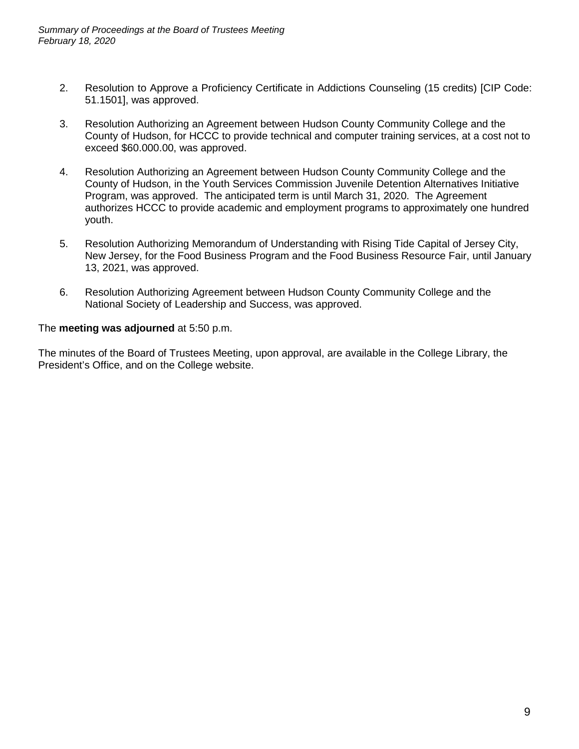2. Resolution to Approve a Proficiency Certificate in Addictions Counseling (15 credits) [CIP Code: 51.1501], was approved.

3. Resolution Authorizing an Agreement between Hudson County Community College and the County of Hudson, for HCCC to provide technical and computer training services, at a cost not to exceed $60.000.00, was approved.

4. Resolution Authorizing an Agreement between Hudson County Community College and the County of Hudson, in the Youth Services Commission Juvenile Detention Alternatives Initiative Program, was approved. The anticipated term is until March 31, 2020. The Agreement authorizes HCCC to provide academic and employment programs to approximately one hundred youth.

5. Resolution Authorizing Memorandum of Understanding with Rising Tide Capital of Jersey City, New Jersey, for the Food Business Program and the Food Business Resource Fair, until January 13, 2021, was approved.

6. Resolution Authorizing Agreement between Hudson County Community College and the National Society of Leadership and Success, was approved.

The **meeting was adjourned** at 5:50 p.m.

The minutes of the Board of Trustees Meeting, upon approval, are available in the College Library, the President's Office, and on the College website.